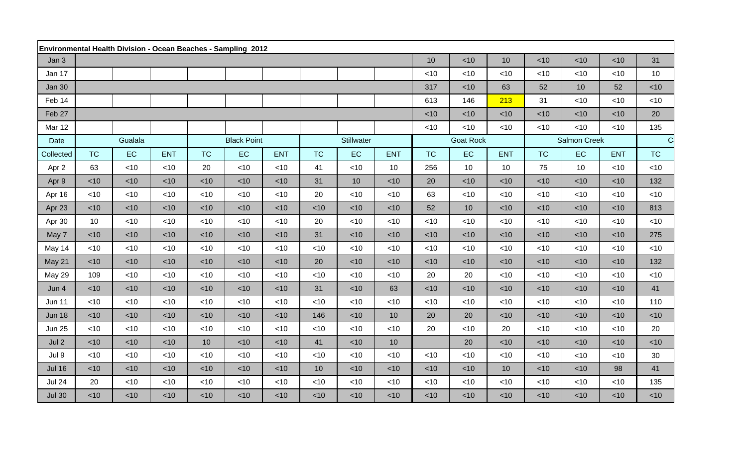**Environmental Health Division - Ocean Beaches - Sampling 2012**

| Date | Gualala | | | Black Point | | | Stillwater | | | Goat Rock | | | Salmon Creek | | | C |
|---|---|---|---|---|---|---|---|---|---|---|---|---|---|---|---|---|
| Collected | TC | EC | ENT | TC | EC | ENT | TC | EC | ENT | TC | EC | ENT | TC | EC | ENT | TC |
| Jan 3 | | | | | | | | | | 10 | <10 | 10 | <10 | <10 | <10 | 31 |
| Jan 17 | | | | | | | | | | <10 | <10 | <10 | <10 | <10 | <10 | 10 |
| Jan 30 | | | | | | | | | | 317 | <10 | 63 | 52 | 10 | 52 | <10 |
| Feb 14 | | | | | | | | | | 613 | 146 | 213 | 31 | <10 | <10 | <10 |
| Feb 27 | | | | | | | | | | <10 | <10 | <10 | <10 | <10 | <10 | 20 |
| Mar 12 | | | | | | | | | | <10 | <10 | <10 | <10 | <10 | <10 | 135 |
| Apr 2 | 63 | <10 | <10 | 20 | <10 | <10 | 41 | <10 | 10 | 256 | 10 | 10 | 75 | 10 | <10 | <10 |
| Apr 9 | <10 | <10 | <10 | <10 | <10 | <10 | 31 | 10 | <10 | 20 | <10 | <10 | <10 | <10 | <10 | 132 |
| Apr 16 | <10 | <10 | <10 | <10 | <10 | <10 | 20 | <10 | <10 | 63 | <10 | <10 | <10 | <10 | <10 | <10 |
| Apr 23 | <10 | <10 | <10 | <10 | <10 | <10 | <10 | <10 | <10 | 52 | 10 | <10 | <10 | <10 | <10 | 813 |
| Apr 30 | 10 | <10 | <10 | <10 | <10 | <10 | 20 | <10 | <10 | <10 | <10 | <10 | <10 | <10 | <10 | <10 |
| May 7 | <10 | <10 | <10 | <10 | <10 | <10 | 31 | <10 | <10 | <10 | <10 | <10 | <10 | <10 | <10 | 275 |
| May 14 | <10 | <10 | <10 | <10 | <10 | <10 | <10 | <10 | <10 | <10 | <10 | <10 | <10 | <10 | <10 | <10 |
| May 21 | <10 | <10 | <10 | <10 | <10 | <10 | 20 | <10 | <10 | <10 | <10 | <10 | <10 | <10 | <10 | 132 |
| May 29 | 109 | <10 | <10 | <10 | <10 | <10 | <10 | <10 | <10 | 20 | 20 | <10 | <10 | <10 | <10 | <10 |
| Jun 4 | <10 | <10 | <10 | <10 | <10 | <10 | 31 | <10 | 63 | <10 | <10 | <10 | <10 | <10 | <10 | 41 |
| Jun 11 | <10 | <10 | <10 | <10 | <10 | <10 | <10 | <10 | <10 | <10 | <10 | <10 | <10 | <10 | <10 | 110 |
| Jun 18 | <10 | <10 | <10 | <10 | <10 | <10 | 146 | <10 | 10 | 20 | 20 | <10 | <10 | <10 | <10 | <10 |
| Jun 25 | <10 | <10 | <10 | <10 | <10 | <10 | <10 | <10 | <10 | 20 | <10 | 20 | <10 | <10 | <10 | 20 |
| Jul 2 | <10 | <10 | <10 | 10 | <10 | <10 | 41 | <10 | 10 | | 20 | <10 | <10 | <10 | <10 | <10 |
| Jul 9 | <10 | <10 | <10 | <10 | <10 | <10 | <10 | <10 | <10 | <10 | <10 | <10 | <10 | <10 | <10 | 30 |
| Jul 16 | <10 | <10 | <10 | <10 | <10 | <10 | 10 | <10 | <10 | <10 | <10 | 10 | <10 | <10 | 98 | 41 |
| Jul 24 | 20 | <10 | <10 | <10 | <10 | <10 | <10 | <10 | <10 | <10 | <10 | <10 | <10 | <10 | <10 | 135 |
| Jul 30 | <10 | <10 | <10 | <10 | <10 | <10 | <10 | <10 | <10 | <10 | <10 | <10 | <10 | <10 | <10 | <10 |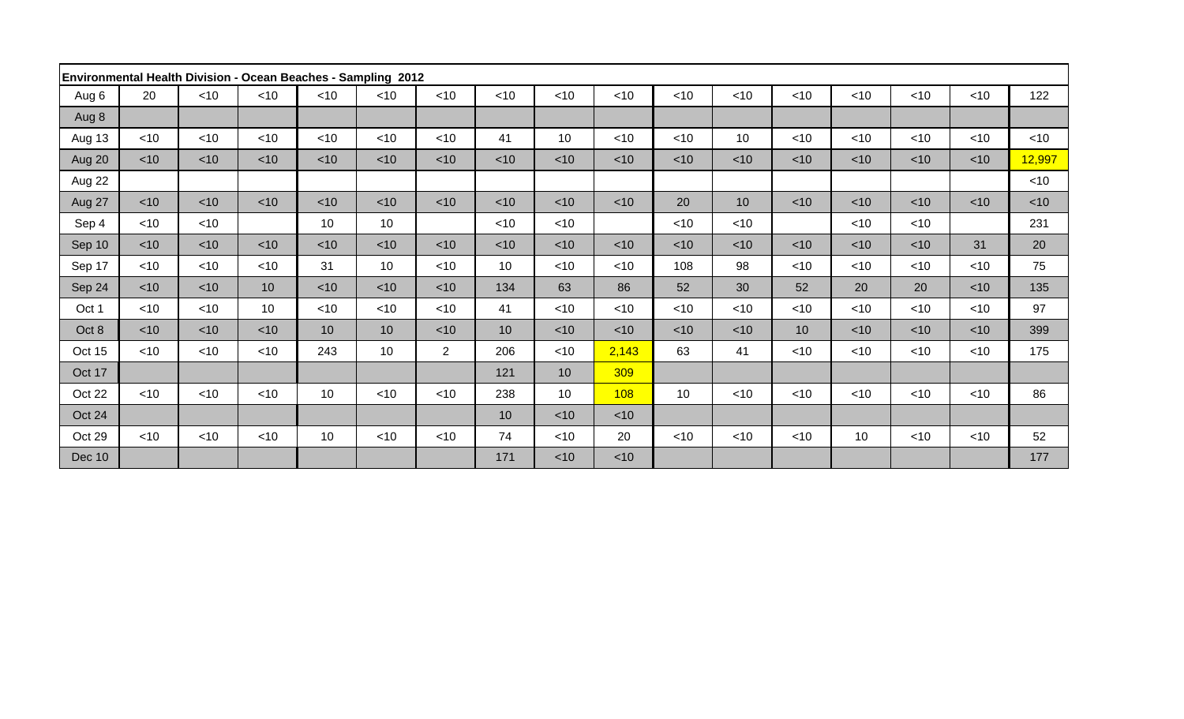| Environmental Health Division - Ocean Beaches - Sampling 2012 | | | | | | | | | | | | | | | | |
|---|---|---|---|---|---|---|---|---|---|---|---|---|---|---|---|---|
| Aug 6 | 20 | <10 | <10 | <10 | <10 | <10 | <10 | <10 | <10 | <10 | <10 | <10 | <10 | <10 | <10 | 122 |
| Aug 8 | | | | | | | | | | | | | | | | |
| Aug 13 | <10 | <10 | <10 | <10 | <10 | <10 | 41 | 10 | <10 | <10 | 10 | <10 | <10 | <10 | <10 | <10 |
| Aug 20 | <10 | <10 | <10 | <10 | <10 | <10 | <10 | <10 | <10 | <10 | <10 | <10 | <10 | <10 | <10 | 12,997 |
| Aug 22 | | | | | | | | | | | | | | | | <10 |
| Aug 27 | <10 | <10 | <10 | <10 | <10 | <10 | <10 | <10 | <10 | 20 | 10 | <10 | <10 | <10 | <10 | <10 |
| Sep 4 | <10 | <10 | | 10 | 10 | | <10 | <10 | | <10 | <10 | | <10 | <10 | | 231 |
| Sep 10 | <10 | <10 | <10 | <10 | <10 | <10 | <10 | <10 | <10 | <10 | <10 | <10 | <10 | <10 | 31 | 20 |
| Sep 17 | <10 | <10 | <10 | 31 | 10 | <10 | 10 | <10 | <10 | 108 | 98 | <10 | <10 | <10 | <10 | 75 |
| Sep 24 | <10 | <10 | 10 | <10 | <10 | <10 | 134 | 63 | 86 | 52 | 30 | 52 | 20 | 20 | <10 | 135 |
| Oct 1 | <10 | <10 | 10 | <10 | <10 | <10 | 41 | <10 | <10 | <10 | <10 | <10 | <10 | <10 | <10 | 97 |
| Oct 8 | <10 | <10 | <10 | 10 | 10 | <10 | 10 | <10 | <10 | <10 | <10 | 10 | <10 | <10 | <10 | 399 |
| Oct 15 | <10 | <10 | <10 | 243 | 10 | 2 | 206 | <10 | 2,143 | 63 | 41 | <10 | <10 | <10 | <10 | 175 |
| Oct 17 | | | | | | | 121 | 10 | 309 | | | | | | | |
| Oct 22 | <10 | <10 | <10 | 10 | <10 | <10 | 238 | 10 | 108 | 10 | <10 | <10 | <10 | <10 | <10 | 86 |
| Oct 24 | | | | | | | 10 | <10 | <10 | | | | | | | |
| Oct 29 | <10 | <10 | <10 | 10 | <10 | <10 | 74 | <10 | 20 | <10 | <10 | <10 | 10 | <10 | <10 | 52 |
| Dec 10 | | | | | | | 171 | <10 | <10 | | | | | | | 177 |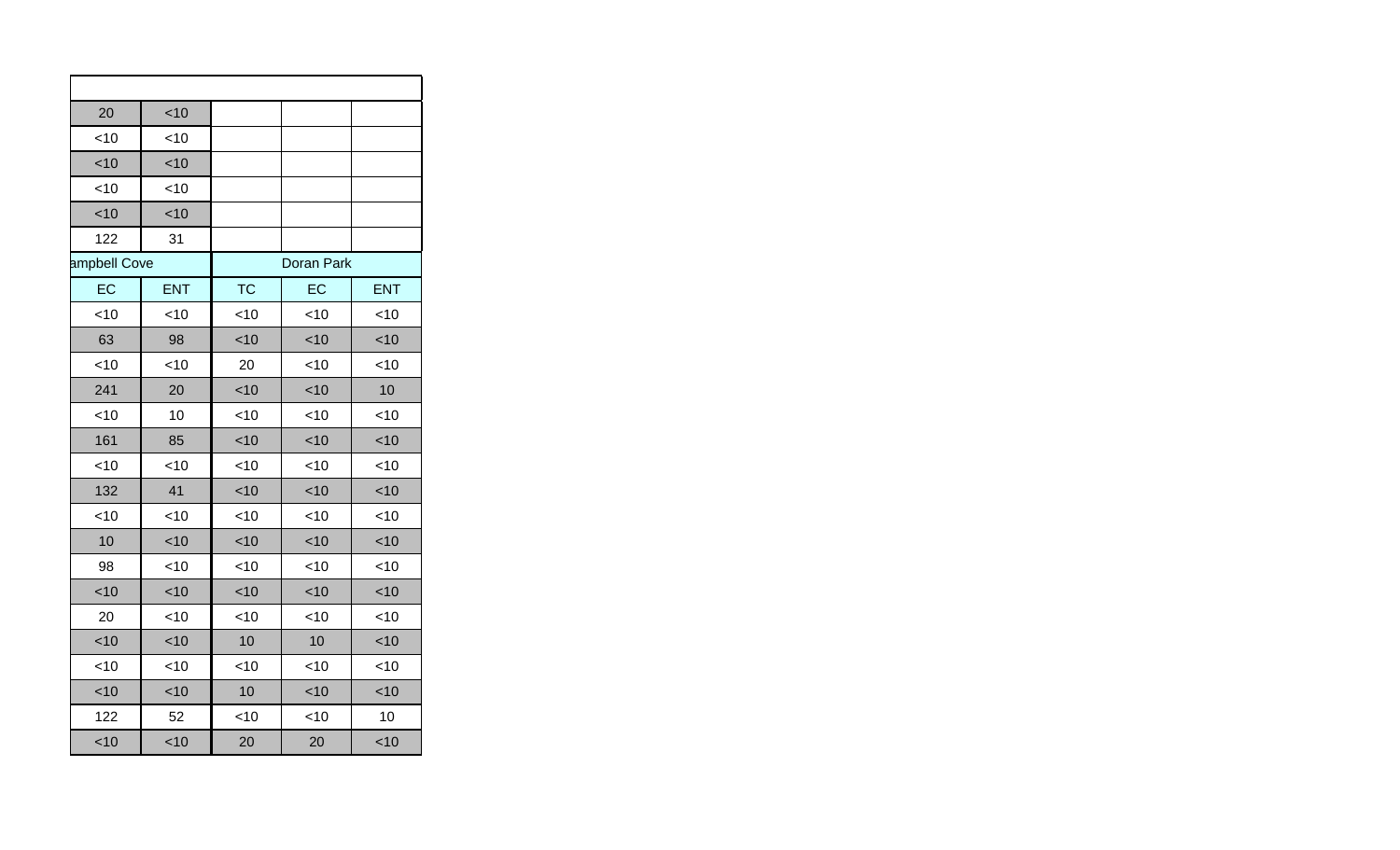| | | | | |
|---|---|---|---|---|
| 20 | <10 | | | |
| <10 | <10 | | | |
| <10 | <10 | | | |
| <10 | <10 | | | |
| <10 | <10 | | | |
| 122 | 31 | | | |
| ampbell Cove | | Doran Park | | |
| EC | ENT | TC | EC | ENT |
| <10 | <10 | <10 | <10 | <10 |
| 63 | 98 | <10 | <10 | <10 |
| <10 | <10 | 20 | <10 | <10 |
| 241 | 20 | <10 | <10 | 10 |
| <10 | 10 | <10 | <10 | <10 |
| 161 | 85 | <10 | <10 | <10 |
| <10 | <10 | <10 | <10 | <10 |
| 132 | 41 | <10 | <10 | <10 |
| <10 | <10 | <10 | <10 | <10 |
| 10 | <10 | <10 | <10 | <10 |
| 98 | <10 | <10 | <10 | <10 |
| <10 | <10 | <10 | <10 | <10 |
| 20 | <10 | <10 | <10 | <10 |
| <10 | <10 | 10 | 10 | <10 |
| <10 | <10 | <10 | <10 | <10 |
| <10 | <10 | 10 | <10 | <10 |
| 122 | 52 | <10 | <10 | 10 |
| <10 | <10 | 20 | 20 | <10 |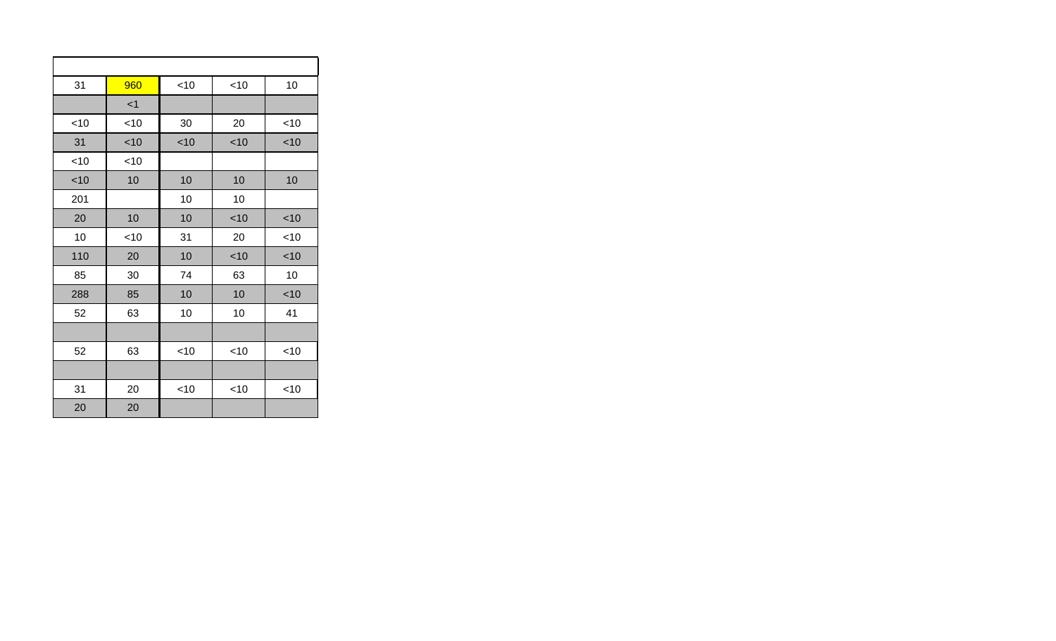| | | | | |
|---|---|---|---|---|
| 31 | 960 | <10 | <10 | 10 |
| | <1 | | | |
| <10 | <10 | 30 | 20 | <10 |
| 31 | <10 | <10 | <10 | <10 |
| <10 | <10 | | | |
| <10 | 10 | 10 | 10 | 10 |
| 201 | | 10 | 10 | |
| 20 | 10 | 10 | <10 | <10 |
| 10 | <10 | 31 | 20 | <10 |
| 110 | 20 | 10 | <10 | <10 |
| 85 | 30 | 74 | 63 | 10 |
| 288 | 85 | 10 | 10 | <10 |
| 52 | 63 | 10 | 10 | 41 |
| | | | | |
| 52 | 63 | <10 | <10 | <10 |
| | | | | |
| 31 | 20 | <10 | <10 | <10 |
| 20 | 20 | | | |